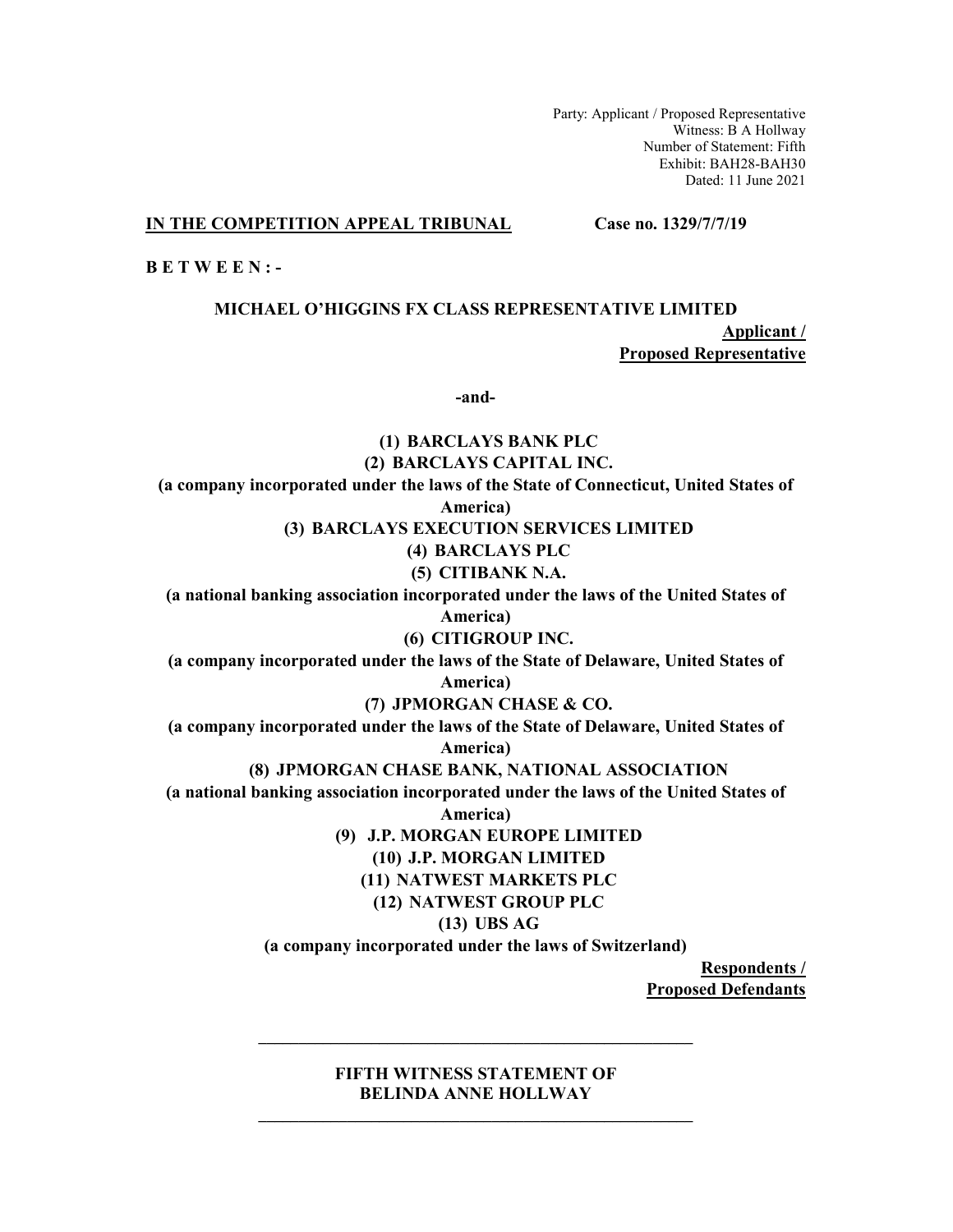Party: Applicant / Proposed Representative
Witness: B A Hollway
Number of Statement: Fifth
Exhibit: BAH28-BAH30
Dated: 11 June 2021

**IN THE COMPETITION APPEAL TRIBUNAL** **Case no. 1329/7/7/19**

**B E T W E E N : -**

**MICHAEL O'HIGGINS FX CLASS REPRESENTATIVE LIMITED**

**Applicant / Proposed Representative**

**-and-**

**(1) BARCLAYS BANK PLC**

**(2) BARCLAYS CAPITAL INC.**

**(a company incorporated under the laws of the State of Connecticut, United States of America)**

**(3) BARCLAYS EXECUTION SERVICES LIMITED**

**(4) BARCLAYS PLC**

**(5) CITIBANK N.A.**

**(a national banking association incorporated under the laws of the United States of America)**

**(6) CITIGROUP INC.**

**(a company incorporated under the laws of the State of Delaware, United States of America)**

**(7) JPMORGAN CHASE & CO.**

**(a company incorporated under the laws of the State of Delaware, United States of America)**

**(8) JPMORGAN CHASE BANK, NATIONAL ASSOCIATION**

**(a national banking association incorporated under the laws of the United States of America)**

**(9) J.P. MORGAN EUROPE LIMITED**

**(10) J.P. MORGAN LIMITED**

**(11) NATWEST MARKETS PLC**

**(12) NATWEST GROUP PLC**

**(13) UBS AG**

**(a company incorporated under the laws of Switzerland)**

**Respondents / Proposed Defendants**

---

**FIFTH WITNESS STATEMENT OF BELINDA ANNE HOLLWAY**

---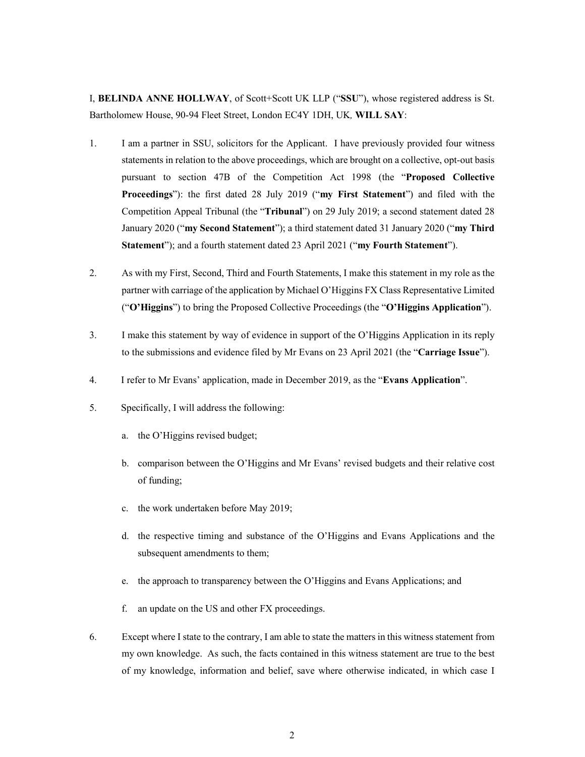I, **BELINDA ANNE HOLLWAY**, of Scott+Scott UK LLP ("**SSU**"), whose registered address is St. Bartholomew House, 90-94 Fleet Street, London EC4Y 1DH, UK*,* **WILL SAY**:

1. I am a partner in SSU, solicitors for the Applicant. I have previously provided four witness statements in relation to the above proceedings, which are brought on a collective, opt-out basis pursuant to section 47B of the Competition Act 1998 (the "**Proposed Collective Proceedings**"): the first dated 28 July 2019 ("**my First Statement**") and filed with the Competition Appeal Tribunal (the "**Tribunal**") on 29 July 2019; a second statement dated 28 January 2020 ("**my Second Statement**"); a third statement dated 31 January 2020 ("**my Third Statement**"); and a fourth statement dated 23 April 2021 ("**my Fourth Statement**").

2. As with my First, Second, Third and Fourth Statements, I make this statement in my role as the partner with carriage of the application by Michael O'Higgins FX Class Representative Limited ("**O'Higgins**") to bring the Proposed Collective Proceedings (the "**O'Higgins Application**").

3. I make this statement by way of evidence in support of the O'Higgins Application in its reply to the submissions and evidence filed by Mr Evans on 23 April 2021 (the "**Carriage Issue**").

4. I refer to Mr Evans' application, made in December 2019, as the "**Evans Application**".

5. Specifically, I will address the following:

   a. the O'Higgins revised budget;

   b. comparison between the O'Higgins and Mr Evans' revised budgets and their relative cost of funding;

   c. the work undertaken before May 2019;

   d. the respective timing and substance of the O'Higgins and Evans Applications and the subsequent amendments to them;

   e. the approach to transparency between the O'Higgins and Evans Applications; and

   f. an update on the US and other FX proceedings.

6. Except where I state to the contrary, I am able to state the matters in this witness statement from my own knowledge. As such, the facts contained in this witness statement are true to the best of my knowledge, information and belief, save where otherwise indicated, in which case I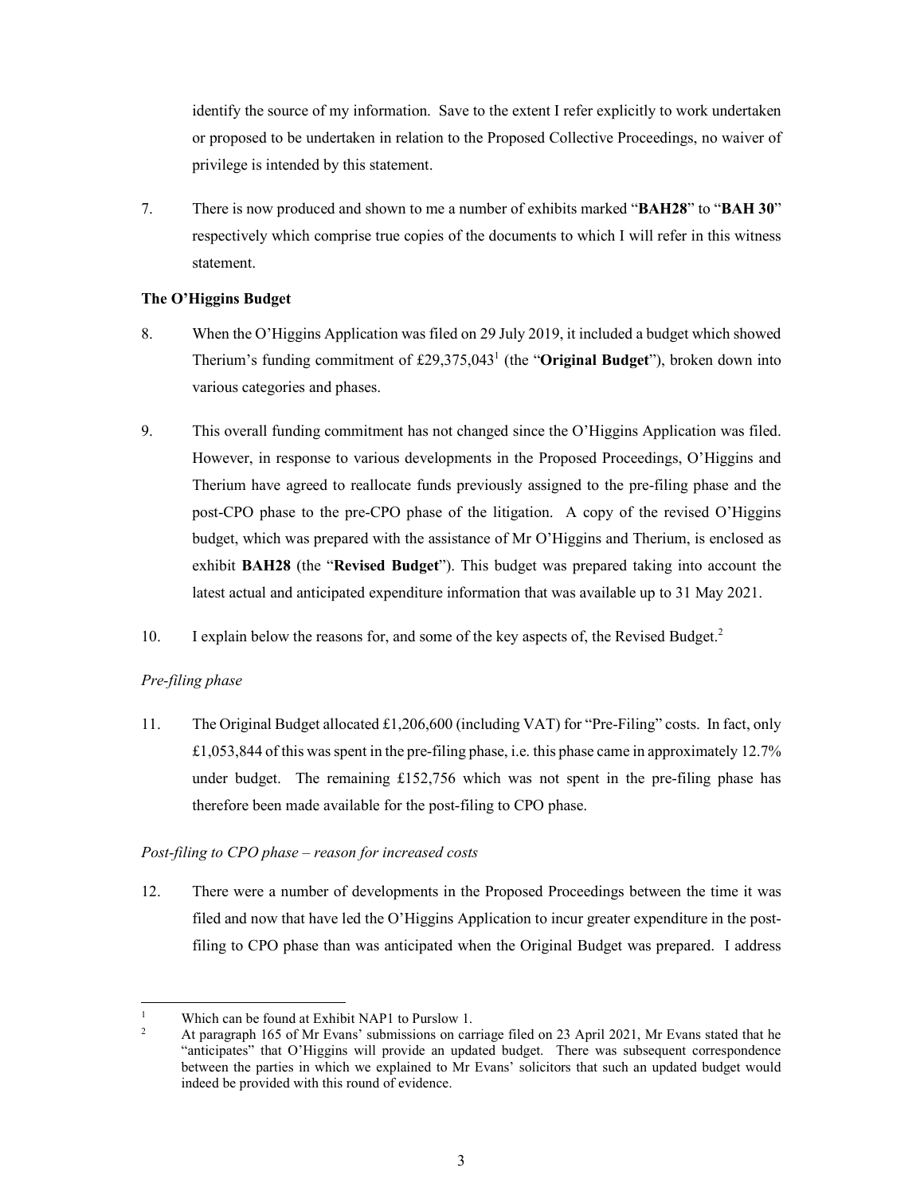identify the source of my information. Save to the extent I refer explicitly to work undertaken or proposed to be undertaken in relation to the Proposed Collective Proceedings, no waiver of privilege is intended by this statement.

7. There is now produced and shown to me a number of exhibits marked "**BAH28**" to "**BAH 30**" respectively which comprise true copies of the documents to which I will refer in this witness statement.

**The O'Higgins Budget**

8. When the O'Higgins Application was filed on 29 July 2019, it included a budget which showed Therium's funding commitment of £29,375,043[1] (the "**Original Budget**"), broken down into various categories and phases.

9. This overall funding commitment has not changed since the O'Higgins Application was filed. However, in response to various developments in the Proposed Proceedings, O'Higgins and Therium have agreed to reallocate funds previously assigned to the pre-filing phase and the post-CPO phase to the pre-CPO phase of the litigation. A copy of the revised O'Higgins budget, which was prepared with the assistance of Mr O'Higgins and Therium, is enclosed as exhibit **BAH28** (the "**Revised Budget**"). This budget was prepared taking into account the latest actual and anticipated expenditure information that was available up to 31 May 2021.

10. I explain below the reasons for, and some of the key aspects of, the Revised Budget.[2]

*Pre-filing phase*

11. The Original Budget allocated £1,206,600 (including VAT) for "Pre-Filing" costs. In fact, only £1,053,844 of this was spent in the pre-filing phase, i.e. this phase came in approximately 12.7% under budget. The remaining £152,756 which was not spent in the pre-filing phase has therefore been made available for the post-filing to CPO phase.

*Post-filing to CPO phase – reason for increased costs*

12. There were a number of developments in the Proposed Proceedings between the time it was filed and now that have led the O'Higgins Application to incur greater expenditure in the post-filing to CPO phase than was anticipated when the Original Budget was prepared. I address

---

[1] Which can be found at Exhibit NAP1 to Purslow 1.

[2] At paragraph 165 of Mr Evans' submissions on carriage filed on 23 April 2021, Mr Evans stated that he "anticipates" that O'Higgins will provide an updated budget. There was subsequent correspondence between the parties in which we explained to Mr Evans' solicitors that such an updated budget would indeed be provided with this round of evidence.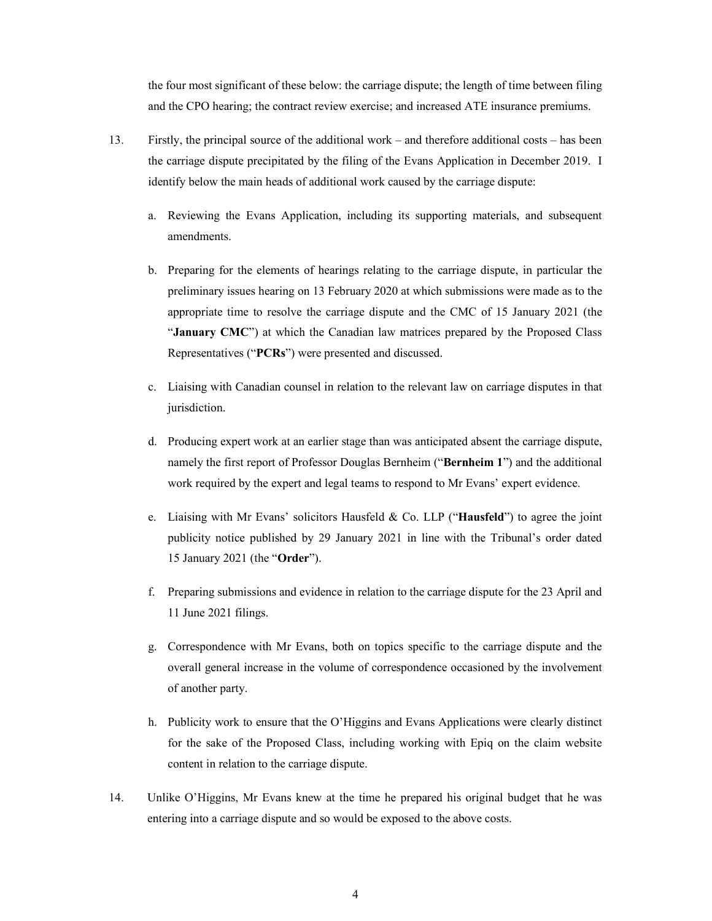the four most significant of these below: the carriage dispute; the length of time between filing and the CPO hearing; the contract review exercise; and increased ATE insurance premiums.

13. Firstly, the principal source of the additional work – and therefore additional costs – has been the carriage dispute precipitated by the filing of the Evans Application in December 2019. I identify below the main heads of additional work caused by the carriage dispute:

    a. Reviewing the Evans Application, including its supporting materials, and subsequent amendments.

    b. Preparing for the elements of hearings relating to the carriage dispute, in particular the preliminary issues hearing on 13 February 2020 at which submissions were made as to the appropriate time to resolve the carriage dispute and the CMC of 15 January 2021 (the "**January CMC**") at which the Canadian law matrices prepared by the Proposed Class Representatives ("**PCRs**") were presented and discussed.

    c. Liaising with Canadian counsel in relation to the relevant law on carriage disputes in that jurisdiction.

    d. Producing expert work at an earlier stage than was anticipated absent the carriage dispute, namely the first report of Professor Douglas Bernheim ("**Bernheim 1**") and the additional work required by the expert and legal teams to respond to Mr Evans' expert evidence.

    e. Liaising with Mr Evans' solicitors Hausfeld & Co. LLP ("**Hausfeld**") to agree the joint publicity notice published by 29 January 2021 in line with the Tribunal's order dated 15 January 2021 (the "**Order**").

    f. Preparing submissions and evidence in relation to the carriage dispute for the 23 April and 11 June 2021 filings.

    g. Correspondence with Mr Evans, both on topics specific to the carriage dispute and the overall general increase in the volume of correspondence occasioned by the involvement of another party.

    h. Publicity work to ensure that the O'Higgins and Evans Applications were clearly distinct for the sake of the Proposed Class, including working with Epiq on the claim website content in relation to the carriage dispute.

14. Unlike O'Higgins, Mr Evans knew at the time he prepared his original budget that he was entering into a carriage dispute and so would be exposed to the above costs.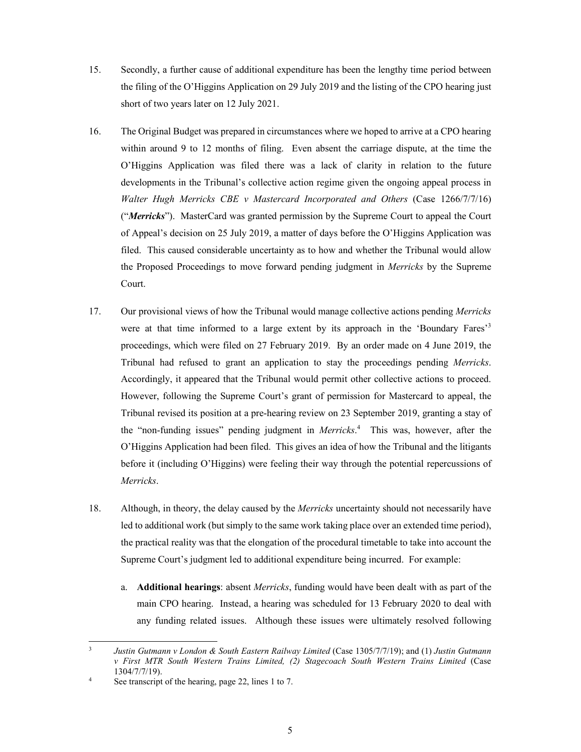15. Secondly, a further cause of additional expenditure has been the lengthy time period between the filing of the O'Higgins Application on 29 July 2019 and the listing of the CPO hearing just short of two years later on 12 July 2021.

16. The Original Budget was prepared in circumstances where we hoped to arrive at a CPO hearing within around 9 to 12 months of filing. Even absent the carriage dispute, at the time the O'Higgins Application was filed there was a lack of clarity in relation to the future developments in the Tribunal's collective action regime given the ongoing appeal process in *Walter Hugh Merricks CBE v Mastercard Incorporated and Others* (Case 1266/7/7/16) ("***Merricks***"). MasterCard was granted permission by the Supreme Court to appeal the Court of Appeal's decision on 25 July 2019, a matter of days before the O'Higgins Application was filed. This caused considerable uncertainty as to how and whether the Tribunal would allow the Proposed Proceedings to move forward pending judgment in *Merricks* by the Supreme Court.

17. Our provisional views of how the Tribunal would manage collective actions pending *Merricks* were at that time informed to a large extent by its approach in the 'Boundary Fares'[3] proceedings, which were filed on 27 February 2019. By an order made on 4 June 2019, the Tribunal had refused to grant an application to stay the proceedings pending *Merricks*. Accordingly, it appeared that the Tribunal would permit other collective actions to proceed. However, following the Supreme Court's grant of permission for Mastercard to appeal, the Tribunal revised its position at a pre-hearing review on 23 September 2019, granting a stay of the "non-funding issues" pending judgment in *Merricks*.[4] This was, however, after the O'Higgins Application had been filed. This gives an idea of how the Tribunal and the litigants before it (including O'Higgins) were feeling their way through the potential repercussions of *Merricks*.

18. Although, in theory, the delay caused by the *Merricks* uncertainty should not necessarily have led to additional work (but simply to the same work taking place over an extended time period), the practical reality was that the elongation of the procedural timetable to take into account the Supreme Court's judgment led to additional expenditure being incurred. For example:

    a. **Additional hearings**: absent *Merricks*, funding would have been dealt with as part of the main CPO hearing. Instead, a hearing was scheduled for 13 February 2020 to deal with any funding related issues. Although these issues were ultimately resolved following

---

[3] *Justin Gutmann v London & South Eastern Railway Limited* (Case 1305/7/7/19); and (1) *Justin Gutmann v First MTR South Western Trains Limited, (2) Stagecoach South Western Trains Limited* (Case 1304/7/7/19).

[4] See transcript of the hearing, page 22, lines 1 to 7.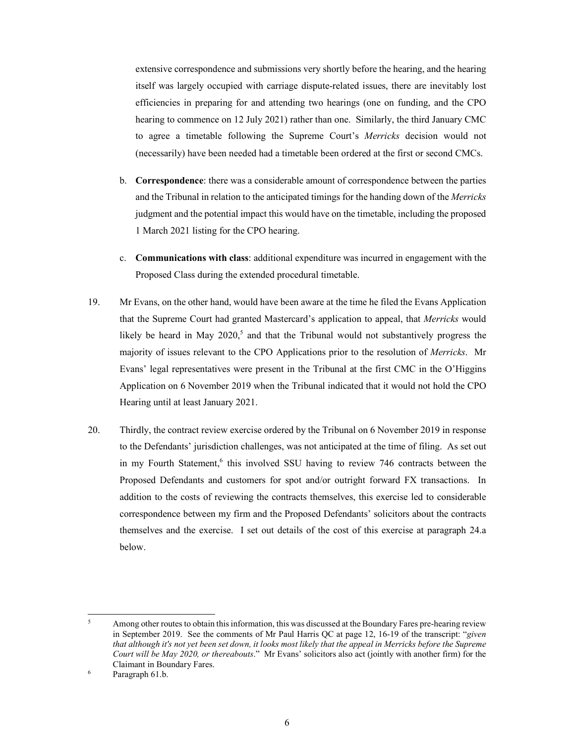extensive correspondence and submissions very shortly before the hearing, and the hearing itself was largely occupied with carriage dispute-related issues, there are inevitably lost efficiencies in preparing for and attending two hearings (one on funding, and the CPO hearing to commence on 12 July 2021) rather than one. Similarly, the third January CMC to agree a timetable following the Supreme Court's *Merricks* decision would not (necessarily) have been needed had a timetable been ordered at the first or second CMCs.

b. **Correspondence**: there was a considerable amount of correspondence between the parties and the Tribunal in relation to the anticipated timings for the handing down of the *Merricks* judgment and the potential impact this would have on the timetable, including the proposed 1 March 2021 listing for the CPO hearing.

c. **Communications with class**: additional expenditure was incurred in engagement with the Proposed Class during the extended procedural timetable.

19. Mr Evans, on the other hand, would have been aware at the time he filed the Evans Application that the Supreme Court had granted Mastercard's application to appeal, that *Merricks* would likely be heard in May 2020,[5] and that the Tribunal would not substantively progress the majority of issues relevant to the CPO Applications prior to the resolution of *Merricks*. Mr Evans' legal representatives were present in the Tribunal at the first CMC in the O'Higgins Application on 6 November 2019 when the Tribunal indicated that it would not hold the CPO Hearing until at least January 2021.

20. Thirdly, the contract review exercise ordered by the Tribunal on 6 November 2019 in response to the Defendants' jurisdiction challenges, was not anticipated at the time of filing. As set out in my Fourth Statement,[6] this involved SSU having to review 746 contracts between the Proposed Defendants and customers for spot and/or outright forward FX transactions. In addition to the costs of reviewing the contracts themselves, this exercise led to considerable correspondence between my firm and the Proposed Defendants' solicitors about the contracts themselves and the exercise. I set out details of the cost of this exercise at paragraph 24.a below.

---

[5] Among other routes to obtain this information, this was discussed at the Boundary Fares pre-hearing review in September 2019. See the comments of Mr Paul Harris QC at page 12, 16-19 of the transcript: "*given that although it's not yet been set down, it looks most likely that the appeal in Merricks before the Supreme Court will be May 2020, or thereabouts*." Mr Evans' solicitors also act (jointly with another firm) for the Claimant in Boundary Fares.

[6] Paragraph 61.b.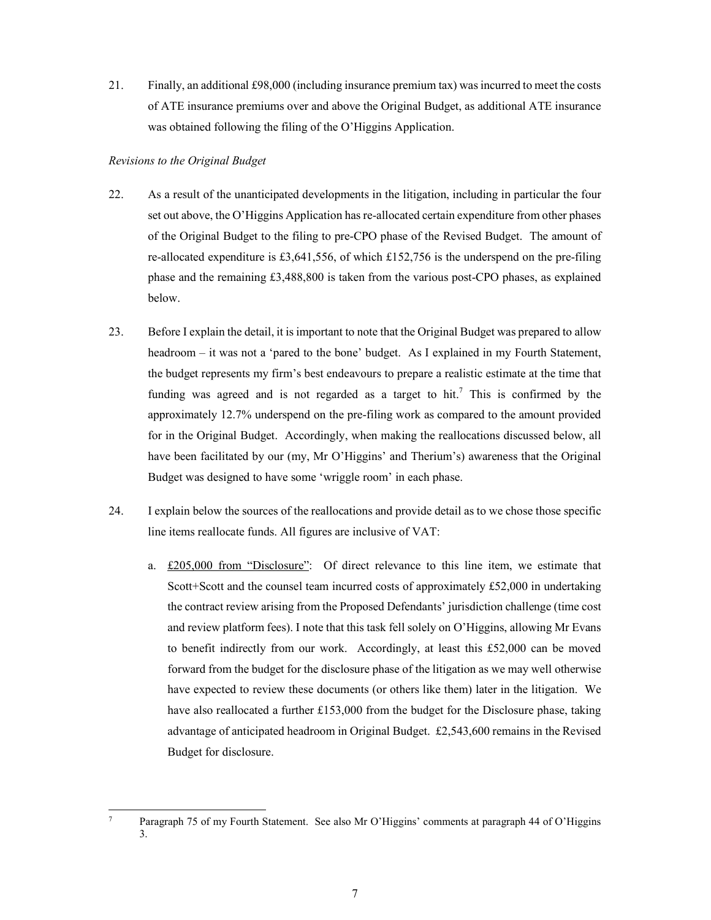21. Finally, an additional £98,000 (including insurance premium tax) was incurred to meet the costs of ATE insurance premiums over and above the Original Budget, as additional ATE insurance was obtained following the filing of the O'Higgins Application.

*Revisions to the Original Budget*

22. As a result of the unanticipated developments in the litigation, including in particular the four set out above, the O'Higgins Application has re-allocated certain expenditure from other phases of the Original Budget to the filing to pre-CPO phase of the Revised Budget. The amount of re-allocated expenditure is £3,641,556, of which £152,756 is the underspend on the pre-filing phase and the remaining £3,488,800 is taken from the various post-CPO phases, as explained below.

23. Before I explain the detail, it is important to note that the Original Budget was prepared to allow headroom – it was not a 'pared to the bone' budget. As I explained in my Fourth Statement, the budget represents my firm's best endeavours to prepare a realistic estimate at the time that funding was agreed and is not regarded as a target to hit.[7] This is confirmed by the approximately 12.7% underspend on the pre-filing work as compared to the amount provided for in the Original Budget. Accordingly, when making the reallocations discussed below, all have been facilitated by our (my, Mr O'Higgins' and Therium's) awareness that the Original Budget was designed to have some 'wriggle room' in each phase.

24. I explain below the sources of the reallocations and provide detail as to we chose those specific line items reallocate funds. All figures are inclusive of VAT:

    a. <u>£205,000 from "Disclosure"</u>: Of direct relevance to this line item, we estimate that Scott+Scott and the counsel team incurred costs of approximately £52,000 in undertaking the contract review arising from the Proposed Defendants' jurisdiction challenge (time cost and review platform fees). I note that this task fell solely on O'Higgins, allowing Mr Evans to benefit indirectly from our work. Accordingly, at least this £52,000 can be moved forward from the budget for the disclosure phase of the litigation as we may well otherwise have expected to review these documents (or others like them) later in the litigation. We have also reallocated a further £153,000 from the budget for the Disclosure phase, taking advantage of anticipated headroom in Original Budget. £2,543,600 remains in the Revised Budget for disclosure.

---

[7] Paragraph 75 of my Fourth Statement. See also Mr O'Higgins' comments at paragraph 44 of O'Higgins 3.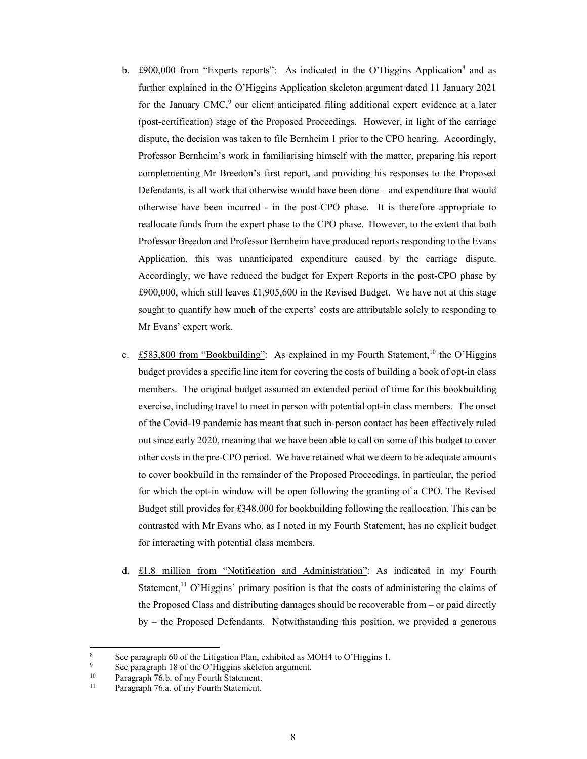b. <u>£900,000 from "Experts reports"</u>: As indicated in the O'Higgins Application[8] and as further explained in the O'Higgins Application skeleton argument dated 11 January 2021 for the January CMC,[9] our client anticipated filing additional expert evidence at a later (post-certification) stage of the Proposed Proceedings. However, in light of the carriage dispute, the decision was taken to file Bernheim 1 prior to the CPO hearing. Accordingly, Professor Bernheim's work in familiarising himself with the matter, preparing his report complementing Mr Breedon's first report, and providing his responses to the Proposed Defendants, is all work that otherwise would have been done – and expenditure that would otherwise have been incurred - in the post-CPO phase. It is therefore appropriate to reallocate funds from the expert phase to the CPO phase. However, to the extent that both Professor Breedon and Professor Bernheim have produced reports responding to the Evans Application, this was unanticipated expenditure caused by the carriage dispute. Accordingly, we have reduced the budget for Expert Reports in the post-CPO phase by £900,000, which still leaves £1,905,600 in the Revised Budget. We have not at this stage sought to quantify how much of the experts' costs are attributable solely to responding to Mr Evans' expert work.

c. <u>£583,800 from "Bookbuilding"</u>: As explained in my Fourth Statement,[10] the O'Higgins budget provides a specific line item for covering the costs of building a book of opt-in class members. The original budget assumed an extended period of time for this bookbuilding exercise, including travel to meet in person with potential opt-in class members. The onset of the Covid-19 pandemic has meant that such in-person contact has been effectively ruled out since early 2020, meaning that we have been able to call on some of this budget to cover other costs in the pre-CPO period. We have retained what we deem to be adequate amounts to cover bookbuild in the remainder of the Proposed Proceedings, in particular, the period for which the opt-in window will be open following the granting of a CPO. The Revised Budget still provides for £348,000 for bookbuilding following the reallocation. This can be contrasted with Mr Evans who, as I noted in my Fourth Statement, has no explicit budget for interacting with potential class members.

d. <u>£1.8 million from "Notification and Administration"</u>: As indicated in my Fourth Statement,[11] O'Higgins' primary position is that the costs of administering the claims of the Proposed Class and distributing damages should be recoverable from – or paid directly by – the Proposed Defendants. Notwithstanding this position, we provided a generous

---

[8] See paragraph 60 of the Litigation Plan, exhibited as MOH4 to O'Higgins 1.

[9] See paragraph 18 of the O'Higgins skeleton argument.

[10] Paragraph 76.b. of my Fourth Statement.

[11] Paragraph 76.a. of my Fourth Statement.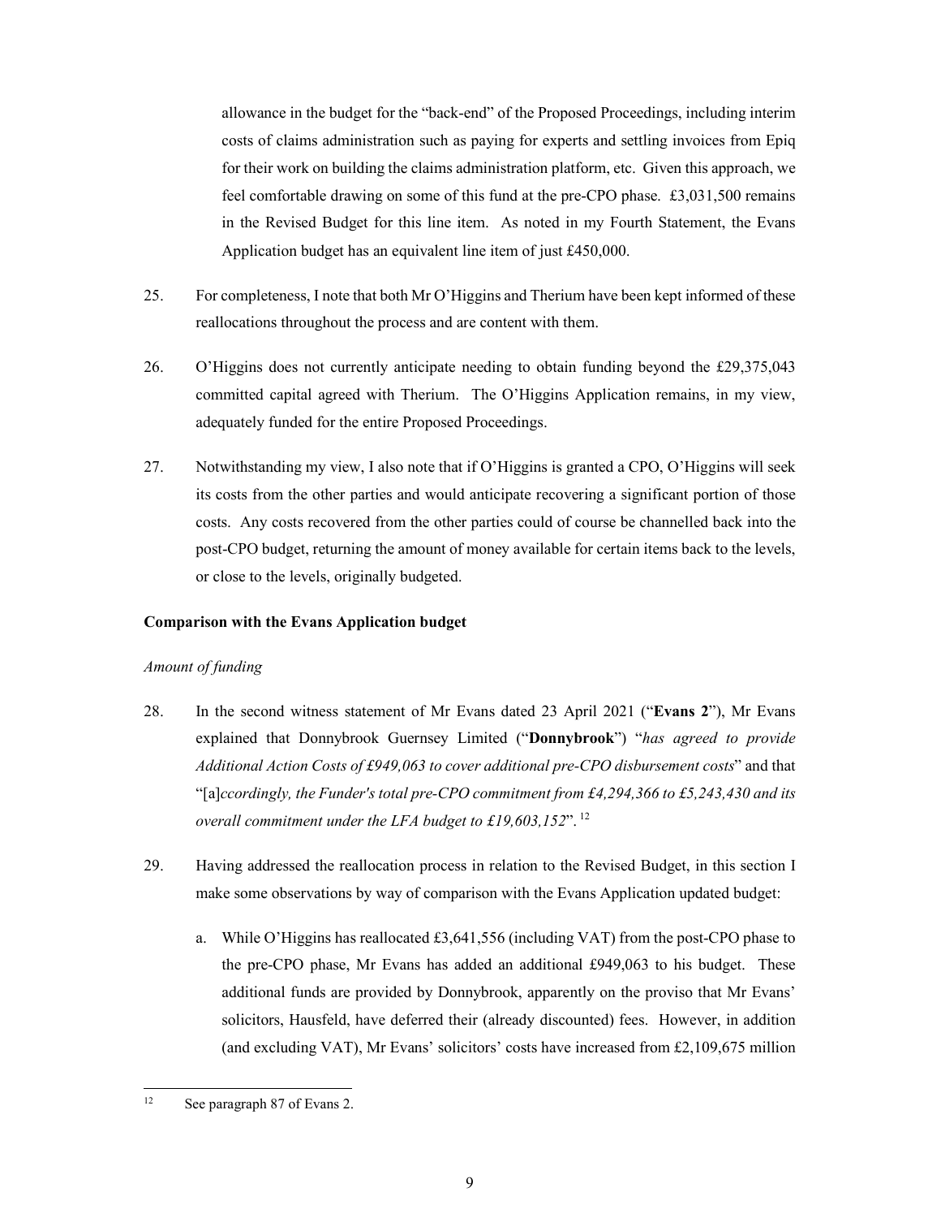allowance in the budget for the "back-end" of the Proposed Proceedings, including interim costs of claims administration such as paying for experts and settling invoices from Epiq for their work on building the claims administration platform, etc. Given this approach, we feel comfortable drawing on some of this fund at the pre-CPO phase. £3,031,500 remains in the Revised Budget for this line item. As noted in my Fourth Statement, the Evans Application budget has an equivalent line item of just £450,000.

25. For completeness, I note that both Mr O'Higgins and Therium have been kept informed of these reallocations throughout the process and are content with them.

26. O'Higgins does not currently anticipate needing to obtain funding beyond the £29,375,043 committed capital agreed with Therium. The O'Higgins Application remains, in my view, adequately funded for the entire Proposed Proceedings.

27. Notwithstanding my view, I also note that if O'Higgins is granted a CPO, O'Higgins will seek its costs from the other parties and would anticipate recovering a significant portion of those costs. Any costs recovered from the other parties could of course be channelled back into the post-CPO budget, returning the amount of money available for certain items back to the levels, or close to the levels, originally budgeted.

**Comparison with the Evans Application budget**

*Amount of funding*

28. In the second witness statement of Mr Evans dated 23 April 2021 ("**Evans 2**"), Mr Evans explained that Donnybrook Guernsey Limited ("**Donnybrook**") "*has agreed to provide Additional Action Costs of £949,063 to cover additional pre-CPO disbursement costs*" and that "[a]*ccordingly, the Funder's total pre-CPO commitment from £4,294,366 to £5,243,430 and its overall commitment under the LFA budget to £19,603,152*".[12]

29. Having addressed the reallocation process in relation to the Revised Budget, in this section I make some observations by way of comparison with the Evans Application updated budget:

    a. While O'Higgins has reallocated £3,641,556 (including VAT) from the post-CPO phase to the pre-CPO phase, Mr Evans has added an additional £949,063 to his budget. These additional funds are provided by Donnybrook, apparently on the proviso that Mr Evans' solicitors, Hausfeld, have deferred their (already discounted) fees. However, in addition (and excluding VAT), Mr Evans' solicitors' costs have increased from £2,109,675 million

---

[12] See paragraph 87 of Evans 2.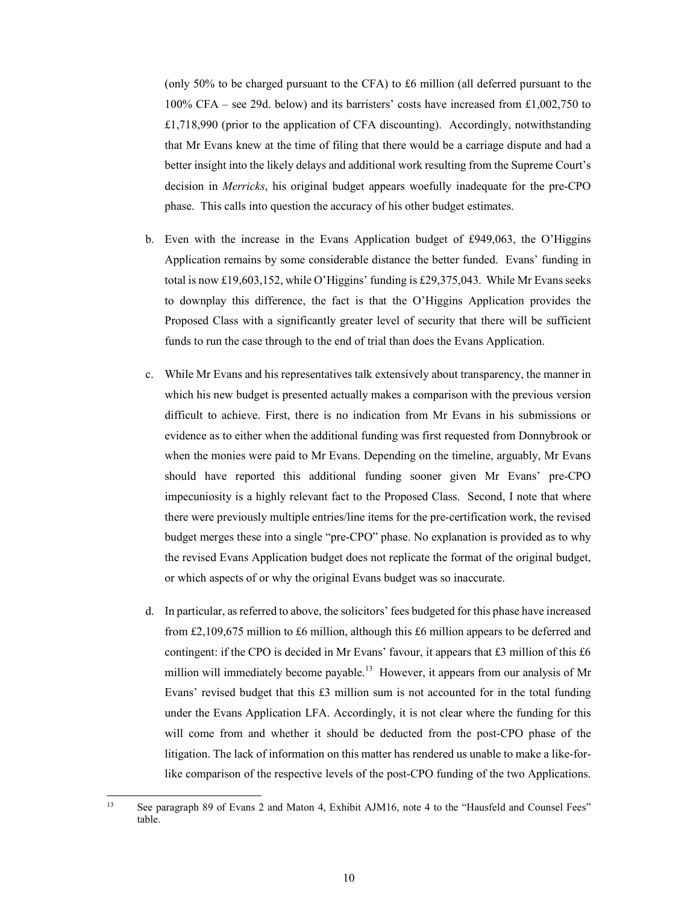(only 50% to be charged pursuant to the CFA) to £6 million (all deferred pursuant to the 100% CFA – see 29d. below) and its barristers' costs have increased from £1,002,750 to £1,718,990 (prior to the application of CFA discounting). Accordingly, notwithstanding that Mr Evans knew at the time of filing that there would be a carriage dispute and had a better insight into the likely delays and additional work resulting from the Supreme Court's decision in *Merricks*, his original budget appears woefully inadequate for the pre-CPO phase. This calls into question the accuracy of his other budget estimates.

b. Even with the increase in the Evans Application budget of £949,063, the O'Higgins Application remains by some considerable distance the better funded. Evans' funding in total is now £19,603,152, while O'Higgins' funding is £29,375,043. While Mr Evans seeks to downplay this difference, the fact is that the O'Higgins Application provides the Proposed Class with a significantly greater level of security that there will be sufficient funds to run the case through to the end of trial than does the Evans Application.

c. While Mr Evans and his representatives talk extensively about transparency, the manner in which his new budget is presented actually makes a comparison with the previous version difficult to achieve. First, there is no indication from Mr Evans in his submissions or evidence as to either when the additional funding was first requested from Donnybrook or when the monies were paid to Mr Evans. Depending on the timeline, arguably, Mr Evans should have reported this additional funding sooner given Mr Evans' pre-CPO impecuniosity is a highly relevant fact to the Proposed Class. Second, I note that where there were previously multiple entries/line items for the pre-certification work, the revised budget merges these into a single "pre-CPO" phase. No explanation is provided as to why the revised Evans Application budget does not replicate the format of the original budget, or which aspects of or why the original Evans budget was so inaccurate.

d. In particular, as referred to above, the solicitors' fees budgeted for this phase have increased from £2,109,675 million to £6 million, although this £6 million appears to be deferred and contingent: if the CPO is decided in Mr Evans' favour, it appears that £3 million of this £6 million will immediately become payable.[13] However, it appears from our analysis of Mr Evans' revised budget that this £3 million sum is not accounted for in the total funding under the Evans Application LFA. Accordingly, it is not clear where the funding for this will come from and whether it should be deducted from the post-CPO phase of the litigation. The lack of information on this matter has rendered us unable to make a like-for-like comparison of the respective levels of the post-CPO funding of the two Applications.

---

[13] See paragraph 89 of Evans 2 and Maton 4, Exhibit AJM16, note 4 to the "Hausfeld and Counsel Fees" table.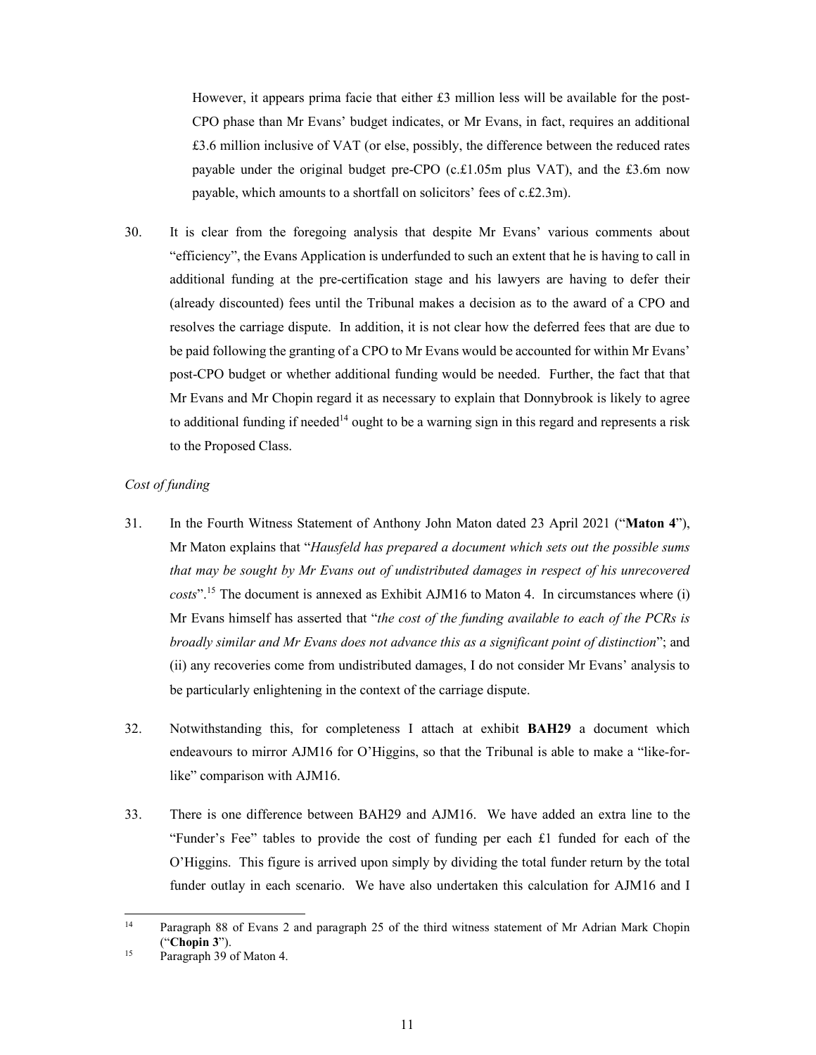However, it appears prima facie that either £3 million less will be available for the post-CPO phase than Mr Evans' budget indicates, or Mr Evans, in fact, requires an additional £3.6 million inclusive of VAT (or else, possibly, the difference between the reduced rates payable under the original budget pre-CPO (c.£1.05m plus VAT), and the £3.6m now payable, which amounts to a shortfall on solicitors' fees of c.£2.3m).

30. It is clear from the foregoing analysis that despite Mr Evans' various comments about "efficiency", the Evans Application is underfunded to such an extent that he is having to call in additional funding at the pre-certification stage and his lawyers are having to defer their (already discounted) fees until the Tribunal makes a decision as to the award of a CPO and resolves the carriage dispute. In addition, it is not clear how the deferred fees that are due to be paid following the granting of a CPO to Mr Evans would be accounted for within Mr Evans' post-CPO budget or whether additional funding would be needed. Further, the fact that that Mr Evans and Mr Chopin regard it as necessary to explain that Donnybrook is likely to agree to additional funding if needed[14] ought to be a warning sign in this regard and represents a risk to the Proposed Class.

*Cost of funding*

31. In the Fourth Witness Statement of Anthony John Maton dated 23 April 2021 ("**Maton 4**"), Mr Maton explains that "*Hausfeld has prepared a document which sets out the possible sums that may be sought by Mr Evans out of undistributed damages in respect of his unrecovered costs*".[15] The document is annexed as Exhibit AJM16 to Maton 4. In circumstances where (i) Mr Evans himself has asserted that "*the cost of the funding available to each of the PCRs is broadly similar and Mr Evans does not advance this as a significant point of distinction*"; and (ii) any recoveries come from undistributed damages, I do not consider Mr Evans' analysis to be particularly enlightening in the context of the carriage dispute.

32. Notwithstanding this, for completeness I attach at exhibit **BAH29** a document which endeavours to mirror AJM16 for O'Higgins, so that the Tribunal is able to make a "like-for-like" comparison with AJM16.

33. There is one difference between BAH29 and AJM16. We have added an extra line to the "Funder's Fee" tables to provide the cost of funding per each £1 funded for each of the O'Higgins. This figure is arrived upon simply by dividing the total funder return by the total funder outlay in each scenario. We have also undertaken this calculation for AJM16 and I

[14] Paragraph 88 of Evans 2 and paragraph 25 of the third witness statement of Mr Adrian Mark Chopin ("**Chopin 3**").

[15] Paragraph 39 of Maton 4.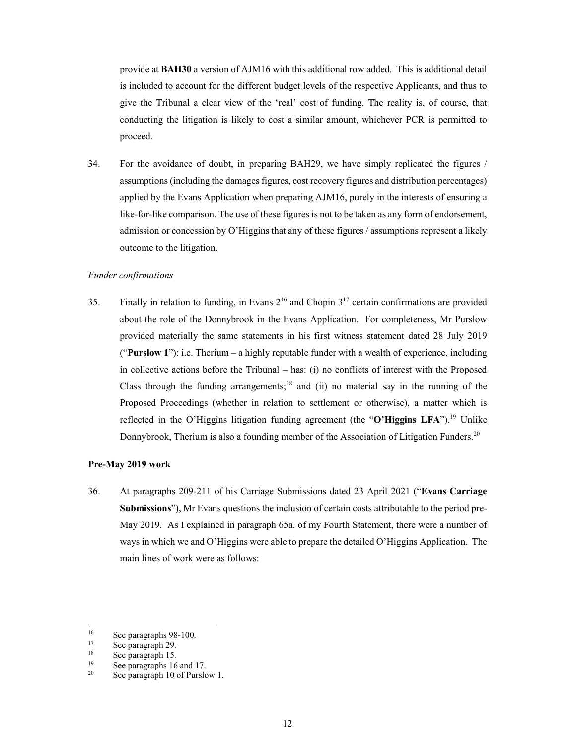provide at **BAH30** a version of AJM16 with this additional row added. This is additional detail is included to account for the different budget levels of the respective Applicants, and thus to give the Tribunal a clear view of the 'real' cost of funding. The reality is, of course, that conducting the litigation is likely to cost a similar amount, whichever PCR is permitted to proceed.

34. For the avoidance of doubt, in preparing BAH29, we have simply replicated the figures / assumptions (including the damages figures, cost recovery figures and distribution percentages) applied by the Evans Application when preparing AJM16, purely in the interests of ensuring a like-for-like comparison. The use of these figures is not to be taken as any form of endorsement, admission or concession by O'Higgins that any of these figures / assumptions represent a likely outcome to the litigation.

*Funder confirmations*

35. Finally in relation to funding, in Evans 2[16] and Chopin 3[17] certain confirmations are provided about the role of the Donnybrook in the Evans Application. For completeness, Mr Purslow provided materially the same statements in his first witness statement dated 28 July 2019 ("**Purslow 1**"): i.e. Therium – a highly reputable funder with a wealth of experience, including in collective actions before the Tribunal – has: (i) no conflicts of interest with the Proposed Class through the funding arrangements;[18] and (ii) no material say in the running of the Proposed Proceedings (whether in relation to settlement or otherwise), a matter which is reflected in the O'Higgins litigation funding agreement (the "**O'Higgins LFA**").[19] Unlike Donnybrook, Therium is also a founding member of the Association of Litigation Funders.[20]

**Pre-May 2019 work**

36. At paragraphs 209-211 of his Carriage Submissions dated 23 April 2021 ("**Evans Carriage Submissions**"), Mr Evans questions the inclusion of certain costs attributable to the period pre-May 2019. As I explained in paragraph 65a. of my Fourth Statement, there were a number of ways in which we and O'Higgins were able to prepare the detailed O'Higgins Application. The main lines of work were as follows:

---

[16] See paragraphs 98-100.

[17] See paragraph 29.

[18] See paragraph 15.

[19] See paragraphs 16 and 17.

[20] See paragraph 10 of Purslow 1.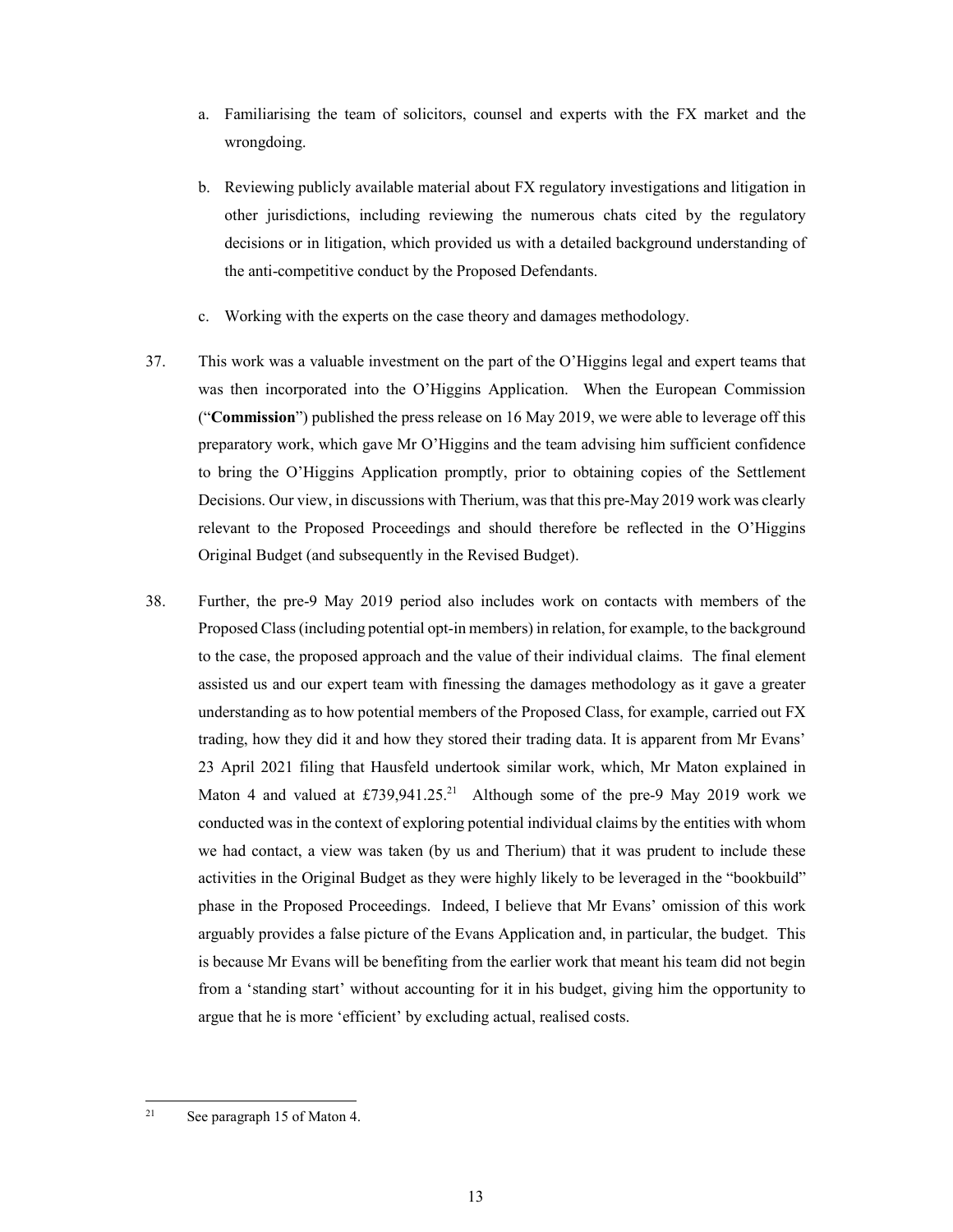a. Familiarising the team of solicitors, counsel and experts with the FX market and the wrongdoing.

b. Reviewing publicly available material about FX regulatory investigations and litigation in other jurisdictions, including reviewing the numerous chats cited by the regulatory decisions or in litigation, which provided us with a detailed background understanding of the anti-competitive conduct by the Proposed Defendants.

c. Working with the experts on the case theory and damages methodology.

37. This work was a valuable investment on the part of the O'Higgins legal and expert teams that was then incorporated into the O'Higgins Application. When the European Commission ("**Commission**") published the press release on 16 May 2019, we were able to leverage off this preparatory work, which gave Mr O'Higgins and the team advising him sufficient confidence to bring the O'Higgins Application promptly, prior to obtaining copies of the Settlement Decisions. Our view, in discussions with Therium, was that this pre-May 2019 work was clearly relevant to the Proposed Proceedings and should therefore be reflected in the O'Higgins Original Budget (and subsequently in the Revised Budget).

38. Further, the pre-9 May 2019 period also includes work on contacts with members of the Proposed Class (including potential opt-in members) in relation, for example, to the background to the case, the proposed approach and the value of their individual claims. The final element assisted us and our expert team with finessing the damages methodology as it gave a greater understanding as to how potential members of the Proposed Class, for example, carried out FX trading, how they did it and how they stored their trading data. It is apparent from Mr Evans' 23 April 2021 filing that Hausfeld undertook similar work, which, Mr Maton explained in Maton 4 and valued at £739,941.25.[21] Although some of the pre-9 May 2019 work we conducted was in the context of exploring potential individual claims by the entities with whom we had contact, a view was taken (by us and Therium) that it was prudent to include these activities in the Original Budget as they were highly likely to be leveraged in the "bookbuild" phase in the Proposed Proceedings. Indeed, I believe that Mr Evans' omission of this work arguably provides a false picture of the Evans Application and, in particular, the budget. This is because Mr Evans will be benefiting from the earlier work that meant his team did not begin from a 'standing start' without accounting for it in his budget, giving him the opportunity to argue that he is more 'efficient' by excluding actual, realised costs.

---

[21] See paragraph 15 of Maton 4.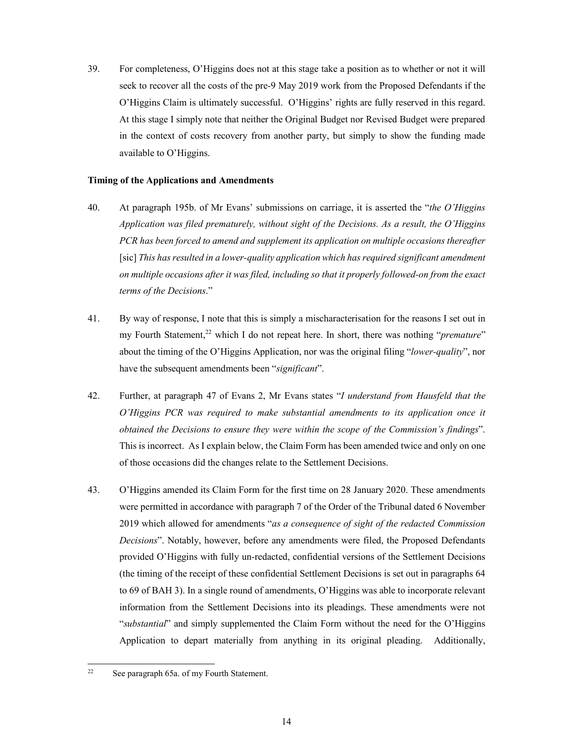39. For completeness, O'Higgins does not at this stage take a position as to whether or not it will seek to recover all the costs of the pre-9 May 2019 work from the Proposed Defendants if the O'Higgins Claim is ultimately successful. O'Higgins' rights are fully reserved in this regard. At this stage I simply note that neither the Original Budget nor Revised Budget were prepared in the context of costs recovery from another party, but simply to show the funding made available to O'Higgins.

**Timing of the Applications and Amendments**

40. At paragraph 195b. of Mr Evans' submissions on carriage, it is asserted the "*the O'Higgins Application was filed prematurely, without sight of the Decisions. As a result, the O'Higgins PCR has been forced to amend and supplement its application on multiple occasions thereafter* [sic] *This has resulted in a lower-quality application which has required significant amendment on multiple occasions after it was filed, including so that it properly followed-on from the exact terms of the Decisions*."

41. By way of response, I note that this is simply a mischaracterisation for the reasons I set out in my Fourth Statement,[22] which I do not repeat here. In short, there was nothing "*premature*" about the timing of the O'Higgins Application, nor was the original filing "*lower-quality*", nor have the subsequent amendments been "*significant*".

42. Further, at paragraph 47 of Evans 2, Mr Evans states "*I understand from Hausfeld that the O'Higgins PCR was required to make substantial amendments to its application once it obtained the Decisions to ensure they were within the scope of the Commission's findings*". This is incorrect. As I explain below, the Claim Form has been amended twice and only on one of those occasions did the changes relate to the Settlement Decisions.

43. O'Higgins amended its Claim Form for the first time on 28 January 2020. These amendments were permitted in accordance with paragraph 7 of the Order of the Tribunal dated 6 November 2019 which allowed for amendments "*as a consequence of sight of the redacted Commission Decisions*". Notably, however, before any amendments were filed, the Proposed Defendants provided O'Higgins with fully un-redacted, confidential versions of the Settlement Decisions (the timing of the receipt of these confidential Settlement Decisions is set out in paragraphs 64 to 69 of BAH 3). In a single round of amendments, O'Higgins was able to incorporate relevant information from the Settlement Decisions into its pleadings. These amendments were not "*substantial*" and simply supplemented the Claim Form without the need for the O'Higgins Application to depart materially from anything in its original pleading. Additionally,

---

[22] See paragraph 65a. of my Fourth Statement.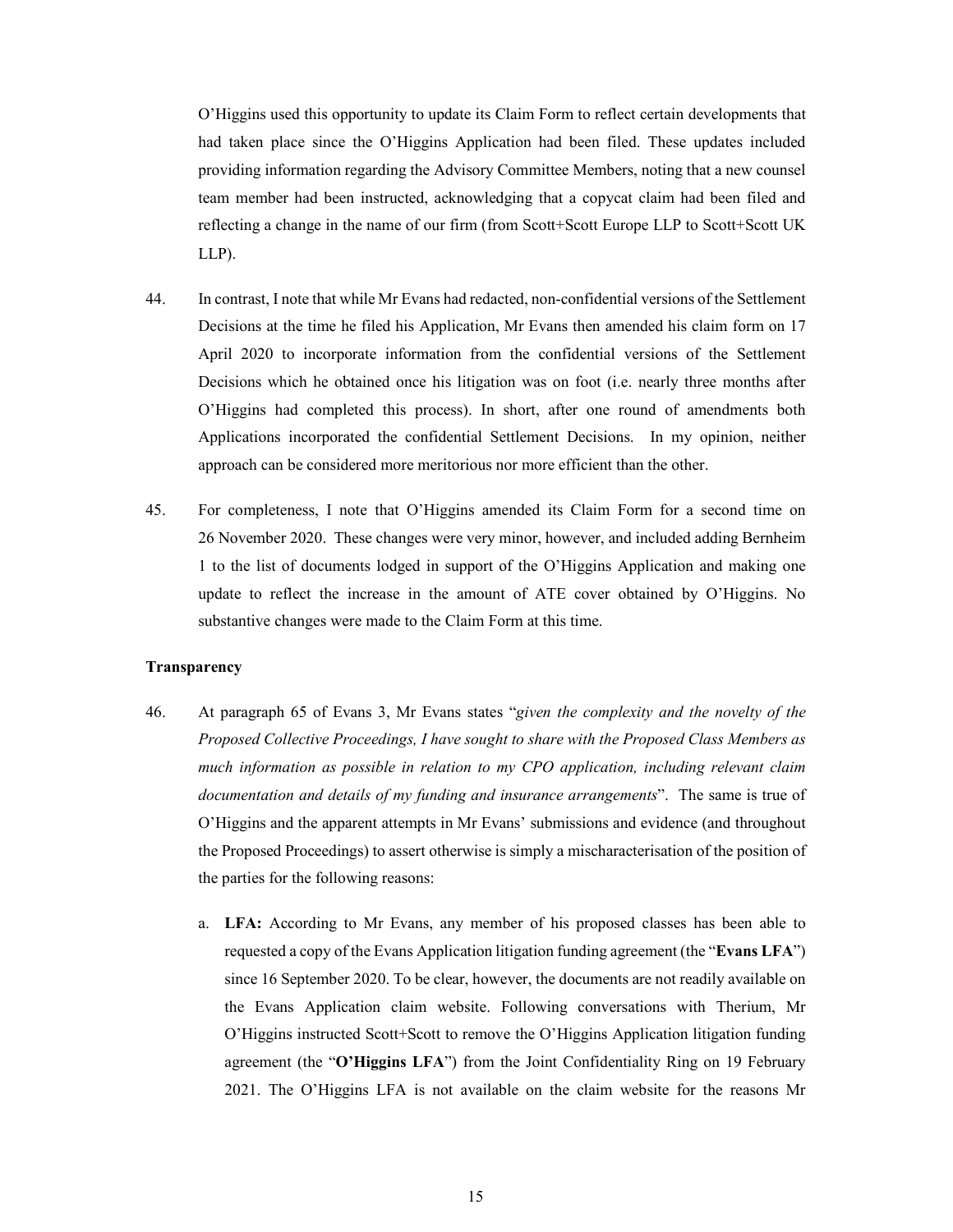O'Higgins used this opportunity to update its Claim Form to reflect certain developments that had taken place since the O'Higgins Application had been filed. These updates included providing information regarding the Advisory Committee Members, noting that a new counsel team member had been instructed, acknowledging that a copycat claim had been filed and reflecting a change in the name of our firm (from Scott+Scott Europe LLP to Scott+Scott UK LLP).

44. In contrast, I note that while Mr Evans had redacted, non-confidential versions of the Settlement Decisions at the time he filed his Application, Mr Evans then amended his claim form on 17 April 2020 to incorporate information from the confidential versions of the Settlement Decisions which he obtained once his litigation was on foot (i.e. nearly three months after O'Higgins had completed this process). In short, after one round of amendments both Applications incorporated the confidential Settlement Decisions. In my opinion, neither approach can be considered more meritorious nor more efficient than the other.

45. For completeness, I note that O'Higgins amended its Claim Form for a second time on 26 November 2020. These changes were very minor, however, and included adding Bernheim 1 to the list of documents lodged in support of the O'Higgins Application and making one update to reflect the increase in the amount of ATE cover obtained by O'Higgins. No substantive changes were made to the Claim Form at this time.

**Transparency**

46. At paragraph 65 of Evans 3, Mr Evans states "*given the complexity and the novelty of the Proposed Collective Proceedings, I have sought to share with the Proposed Class Members as much information as possible in relation to my CPO application, including relevant claim documentation and details of my funding and insurance arrangements*". The same is true of O'Higgins and the apparent attempts in Mr Evans' submissions and evidence (and throughout the Proposed Proceedings) to assert otherwise is simply a mischaracterisation of the position of the parties for the following reasons:

    a. **LFA:** According to Mr Evans, any member of his proposed classes has been able to requested a copy of the Evans Application litigation funding agreement (the "**Evans LFA**") since 16 September 2020. To be clear, however, the documents are not readily available on the Evans Application claim website. Following conversations with Therium, Mr O'Higgins instructed Scott+Scott to remove the O'Higgins Application litigation funding agreement (the "**O'Higgins LFA**") from the Joint Confidentiality Ring on 19 February 2021. The O'Higgins LFA is not available on the claim website for the reasons Mr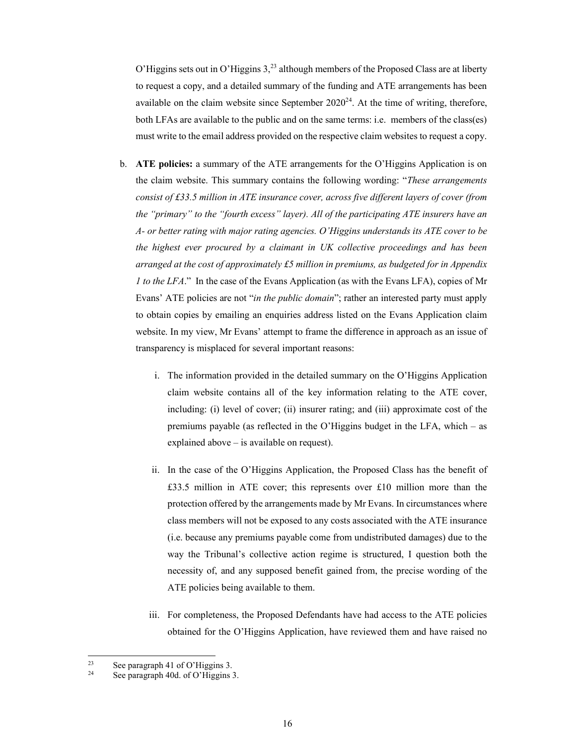O'Higgins sets out in O'Higgins 3,[23] although members of the Proposed Class are at liberty to request a copy, and a detailed summary of the funding and ATE arrangements has been available on the claim website since September 2020[24]. At the time of writing, therefore, both LFAs are available to the public and on the same terms: i.e. members of the class(es) must write to the email address provided on the respective claim websites to request a copy.

b. **ATE policies:** a summary of the ATE arrangements for the O'Higgins Application is on the claim website. This summary contains the following wording: "*These arrangements consist of £33.5 million in ATE insurance cover, across five different layers of cover (from the "primary" to the "fourth excess" layer). All of the participating ATE insurers have an A- or better rating with major rating agencies. O'Higgins understands its ATE cover to be the highest ever procured by a claimant in UK collective proceedings and has been arranged at the cost of approximately £5 million in premiums, as budgeted for in Appendix 1 to the LFA*." In the case of the Evans Application (as with the Evans LFA), copies of Mr Evans' ATE policies are not "*in the public domain*"; rather an interested party must apply to obtain copies by emailing an enquiries address listed on the Evans Application claim website. In my view, Mr Evans' attempt to frame the difference in approach as an issue of transparency is misplaced for several important reasons:

   i. The information provided in the detailed summary on the O'Higgins Application claim website contains all of the key information relating to the ATE cover, including: (i) level of cover; (ii) insurer rating; and (iii) approximate cost of the premiums payable (as reflected in the O'Higgins budget in the LFA, which – as explained above – is available on request).

   ii. In the case of the O'Higgins Application, the Proposed Class has the benefit of £33.5 million in ATE cover; this represents over £10 million more than the protection offered by the arrangements made by Mr Evans. In circumstances where class members will not be exposed to any costs associated with the ATE insurance (i.e. because any premiums payable come from undistributed damages) due to the way the Tribunal's collective action regime is structured, I question both the necessity of, and any supposed benefit gained from, the precise wording of the ATE policies being available to them.

   iii. For completeness, the Proposed Defendants have had access to the ATE policies obtained for the O'Higgins Application, have reviewed them and have raised no

---

[23] See paragraph 41 of O'Higgins 3.

[24] See paragraph 40d. of O'Higgins 3.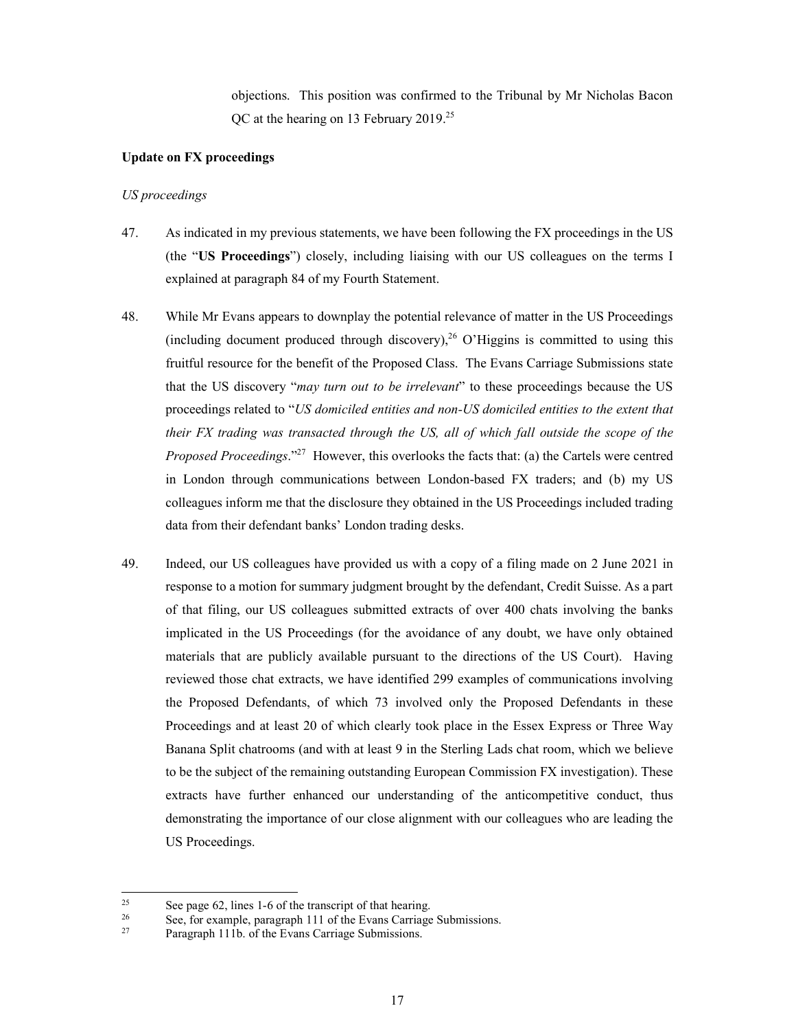objections. This position was confirmed to the Tribunal by Mr Nicholas Bacon QC at the hearing on 13 February 2019.[25]

**Update on FX proceedings**

*US proceedings*

47. As indicated in my previous statements, we have been following the FX proceedings in the US (the "**US Proceedings**") closely, including liaising with our US colleagues on the terms I explained at paragraph 84 of my Fourth Statement.

48. While Mr Evans appears to downplay the potential relevance of matter in the US Proceedings (including document produced through discovery),[26] O'Higgins is committed to using this fruitful resource for the benefit of the Proposed Class. The Evans Carriage Submissions state that the US discovery "*may turn out to be irrelevant*" to these proceedings because the US proceedings related to "*US domiciled entities and non-US domiciled entities to the extent that their FX trading was transacted through the US, all of which fall outside the scope of the Proposed Proceedings*."[27] However, this overlooks the facts that: (a) the Cartels were centred in London through communications between London-based FX traders; and (b) my US colleagues inform me that the disclosure they obtained in the US Proceedings included trading data from their defendant banks' London trading desks.

49. Indeed, our US colleagues have provided us with a copy of a filing made on 2 June 2021 in response to a motion for summary judgment brought by the defendant, Credit Suisse. As a part of that filing, our US colleagues submitted extracts of over 400 chats involving the banks implicated in the US Proceedings (for the avoidance of any doubt, we have only obtained materials that are publicly available pursuant to the directions of the US Court). Having reviewed those chat extracts, we have identified 299 examples of communications involving the Proposed Defendants, of which 73 involved only the Proposed Defendants in these Proceedings and at least 20 of which clearly took place in the Essex Express or Three Way Banana Split chatrooms (and with at least 9 in the Sterling Lads chat room, which we believe to be the subject of the remaining outstanding European Commission FX investigation). These extracts have further enhanced our understanding of the anticompetitive conduct, thus demonstrating the importance of our close alignment with our colleagues who are leading the US Proceedings.

---

[25] See page 62, lines 1-6 of the transcript of that hearing.

[26] See, for example, paragraph 111 of the Evans Carriage Submissions.

[27] Paragraph 111b. of the Evans Carriage Submissions.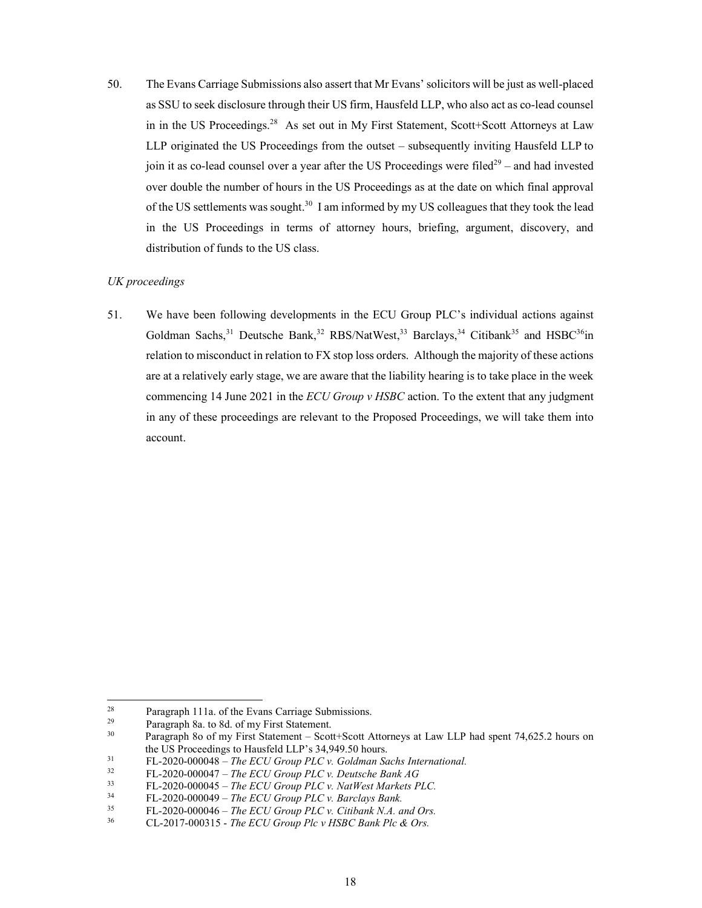50. The Evans Carriage Submissions also assert that Mr Evans' solicitors will be just as well-placed as SSU to seek disclosure through their US firm, Hausfeld LLP, who also act as co-lead counsel in in the US Proceedings.[28] As set out in My First Statement, Scott+Scott Attorneys at Law LLP originated the US Proceedings from the outset – subsequently inviting Hausfeld LLP to join it as co-lead counsel over a year after the US Proceedings were filed[29] – and had invested over double the number of hours in the US Proceedings as at the date on which final approval of the US settlements was sought.[30] I am informed by my US colleagues that they took the lead in the US Proceedings in terms of attorney hours, briefing, argument, discovery, and distribution of funds to the US class.

*UK proceedings*

51. We have been following developments in the ECU Group PLC's individual actions against Goldman Sachs,[31] Deutsche Bank,[32] RBS/NatWest,[33] Barclays,[34] Citibank[35] and HSBC[36]in relation to misconduct in relation to FX stop loss orders. Although the majority of these actions are at a relatively early stage, we are aware that the liability hearing is to take place in the week commencing 14 June 2021 in the *ECU Group v HSBC* action. To the extent that any judgment in any of these proceedings are relevant to the Proposed Proceedings, we will take them into account.

---

[28] Paragraph 111a. of the Evans Carriage Submissions.

[29] Paragraph 8a. to 8d. of my First Statement.

[30] Paragraph 8o of my First Statement – Scott+Scott Attorneys at Law LLP had spent 74,625.2 hours on the US Proceedings to Hausfeld LLP's 34,949.50 hours.

[31] FL-2020-000048 – *The ECU Group PLC v. Goldman Sachs International.*

[32] FL-2020-000047 – *The ECU Group PLC v. Deutsche Bank AG*

[33] FL-2020-000045 – *The ECU Group PLC v. NatWest Markets PLC.*

[34] FL-2020-000049 – *The ECU Group PLC v. Barclays Bank.*

[35] FL-2020-000046 – *The ECU Group PLC v. Citibank N.A. and Ors.*

[36] CL-2017-000315 - *The ECU Group Plc v HSBC Bank Plc & Ors.*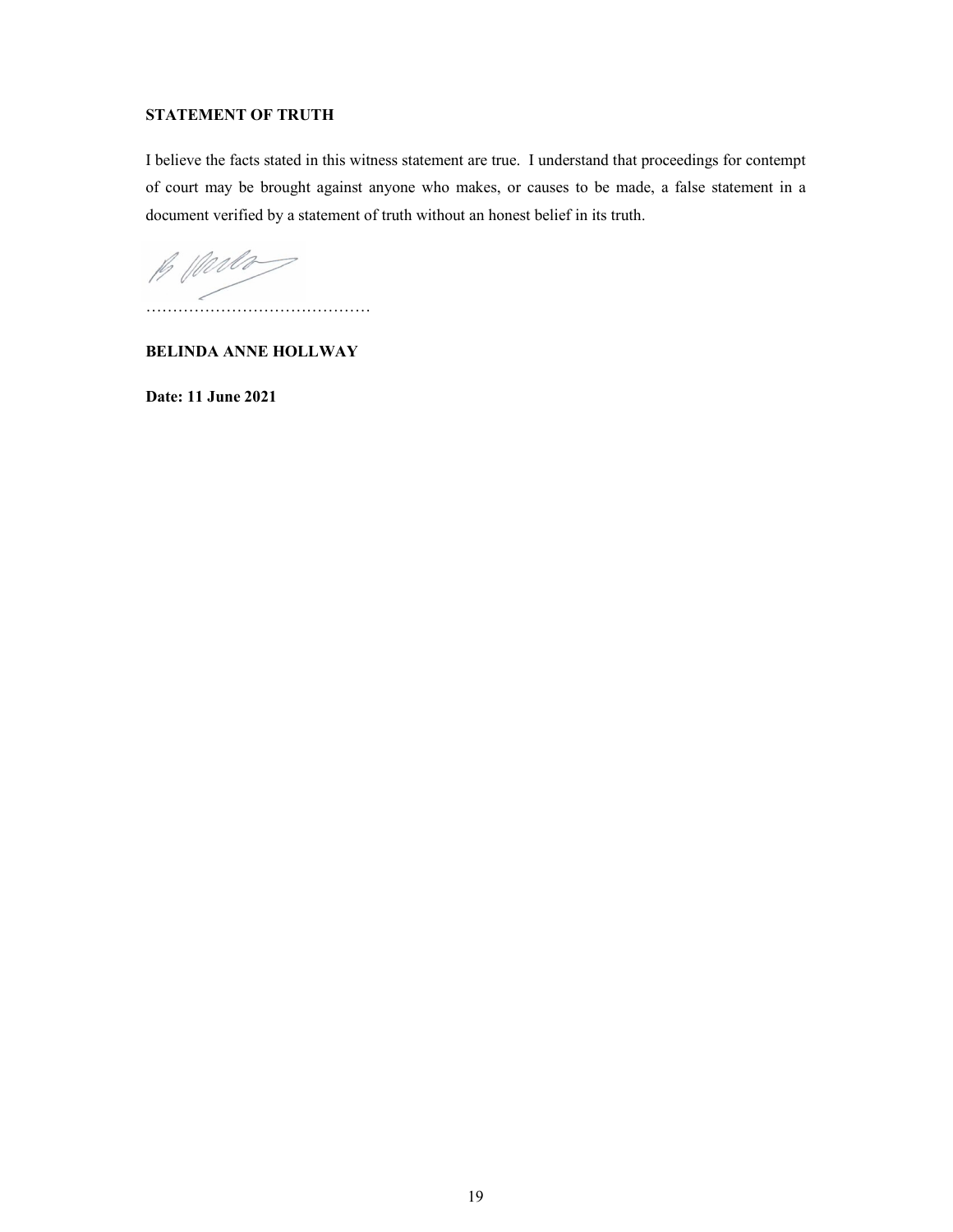**STATEMENT OF TRUTH**

I believe the facts stated in this witness statement are true. I understand that proceedings for contempt of court may be brought against anyone who makes, or causes to be made, a false statement in a document verified by a statement of truth without an honest belief in its truth.

……………………………………

**BELINDA ANNE HOLLWAY**

**Date: 11 June 2021**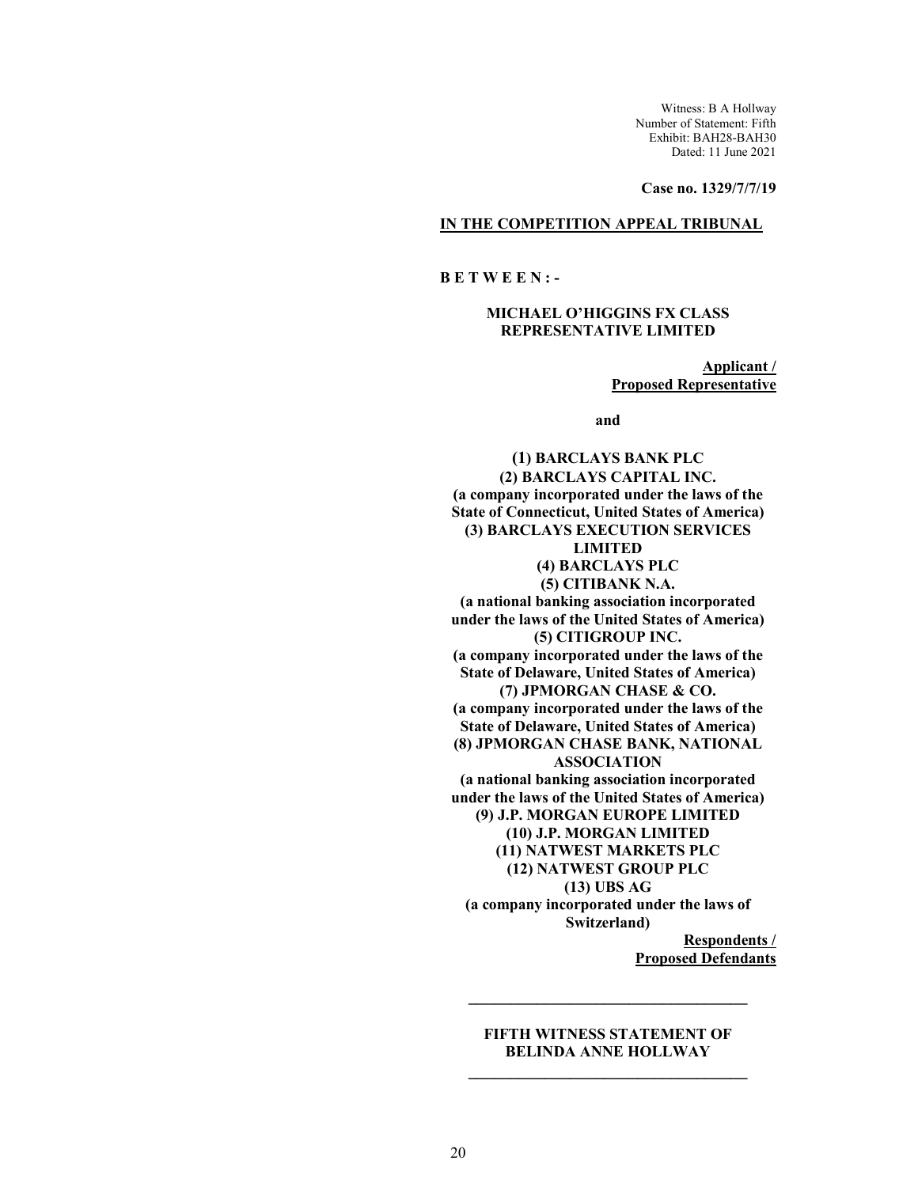Witness: B A Hollway
Number of Statement: Fifth
Exhibit: BAH28-BAH30
Dated: 11 June 2021

**Case no. 1329/7/7/19**

**IN THE COMPETITION APPEAL TRIBUNAL**

**B E T W E E N : -**

**MICHAEL O'HIGGINS FX CLASS REPRESENTATIVE LIMITED**

**Applicant / Proposed Representative**

**and**

**(1) BARCLAYS BANK PLC**
**(2) BARCLAYS CAPITAL INC.**
**(a company incorporated under the laws of the State of Connecticut, United States of America)**
**(3) BARCLAYS EXECUTION SERVICES LIMITED**
**(4) BARCLAYS PLC**
**(5) CITIBANK N.A.**
**(a national banking association incorporated under the laws of the United States of America)**
**(5) CITIGROUP INC.**
**(a company incorporated under the laws of the State of Delaware, United States of America)**
**(7) JPMORGAN CHASE & CO.**
**(a company incorporated under the laws of the State of Delaware, United States of America)**
**(8) JPMORGAN CHASE BANK, NATIONAL ASSOCIATION**
**(a national banking association incorporated under the laws of the United States of America)**
**(9) J.P. MORGAN EUROPE LIMITED**
**(10) J.P. MORGAN LIMITED**
**(11) NATWEST MARKETS PLC**
**(12) NATWEST GROUP PLC**
**(13) UBS AG**
**(a company incorporated under the laws of Switzerland)**

**Respondents / Proposed Defendants**

---

**FIFTH WITNESS STATEMENT OF BELINDA ANNE HOLLWAY**

---